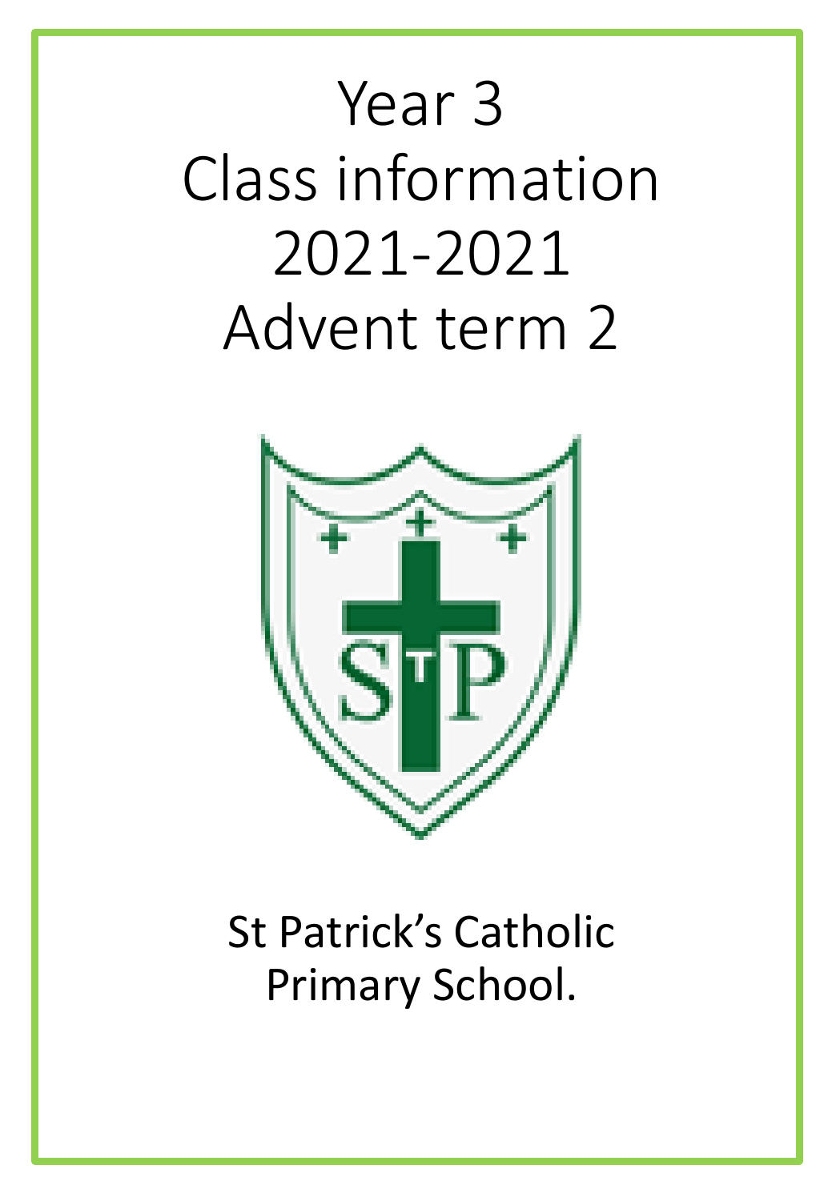# Year 3
# Class information
# 2021-2021
# Advent term 2

St Patrick's Catholic Primary School.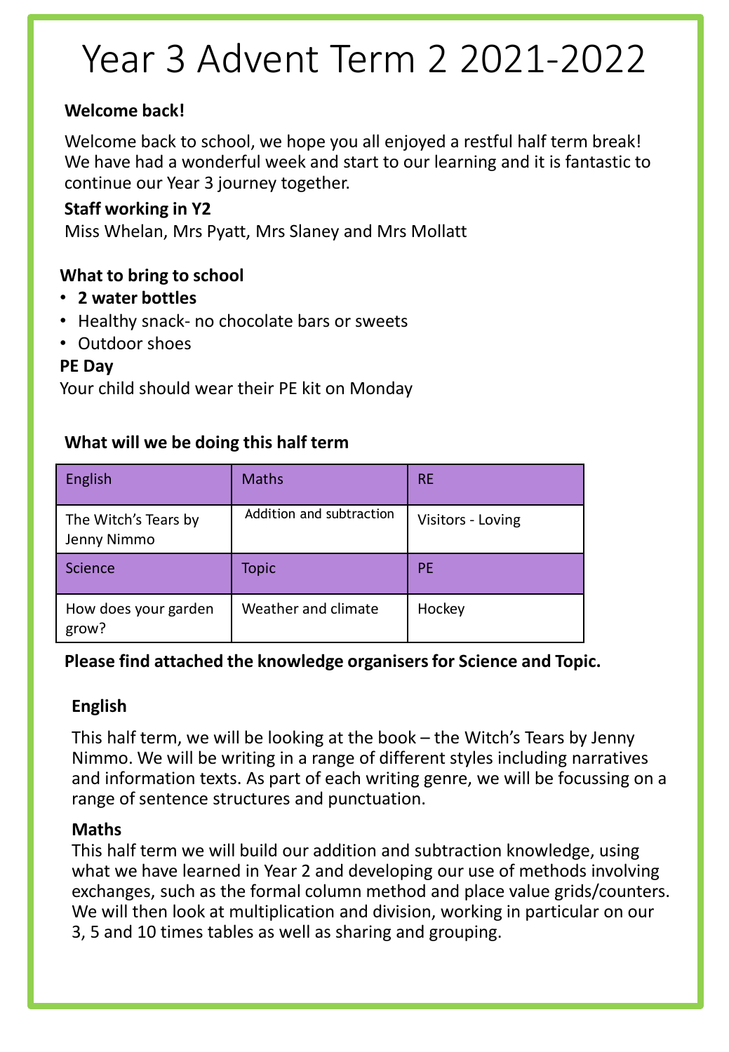# Year 3 Advent Term 2 2021-2022

**Welcome back!**

Welcome back to school, we hope you all enjoyed a restful half term break! We have had a wonderful week and start to our learning and it is fantastic to continue our Year 3 journey together.

**Staff working in Y2**

Miss Whelan, Mrs Pyatt, Mrs Slaney and Mrs Mollatt

**What to bring to school**

- **2 water bottles**
- Healthy snack- no chocolate bars or sweets
- Outdoor shoes

**PE Day**

Your child should wear their PE kit on Monday

**What will we be doing this half term**

| English | Maths | RE |
| --- | --- | --- |
| The Witch's Tears by Jenny Nimmo | Addition and subtraction | Visitors - Loving |
| Science | Topic | PE |
| How does your garden grow? | Weather and climate | Hockey |

**Please find attached the knowledge organisers for Science and Topic.**

**English**

This half term, we will be looking at the book – the Witch's Tears by Jenny Nimmo. We will be writing in a range of different styles including narratives and information texts. As part of each writing genre, we will be focussing on a range of sentence structures and punctuation.

**Maths**

This half term we will build our addition and subtraction knowledge, using what we have learned in Year 2 and developing our use of methods involving exchanges, such as the formal column method and place value grids/counters. We will then look at multiplication and division, working in particular on our 3, 5 and 10 times tables as well as sharing and grouping.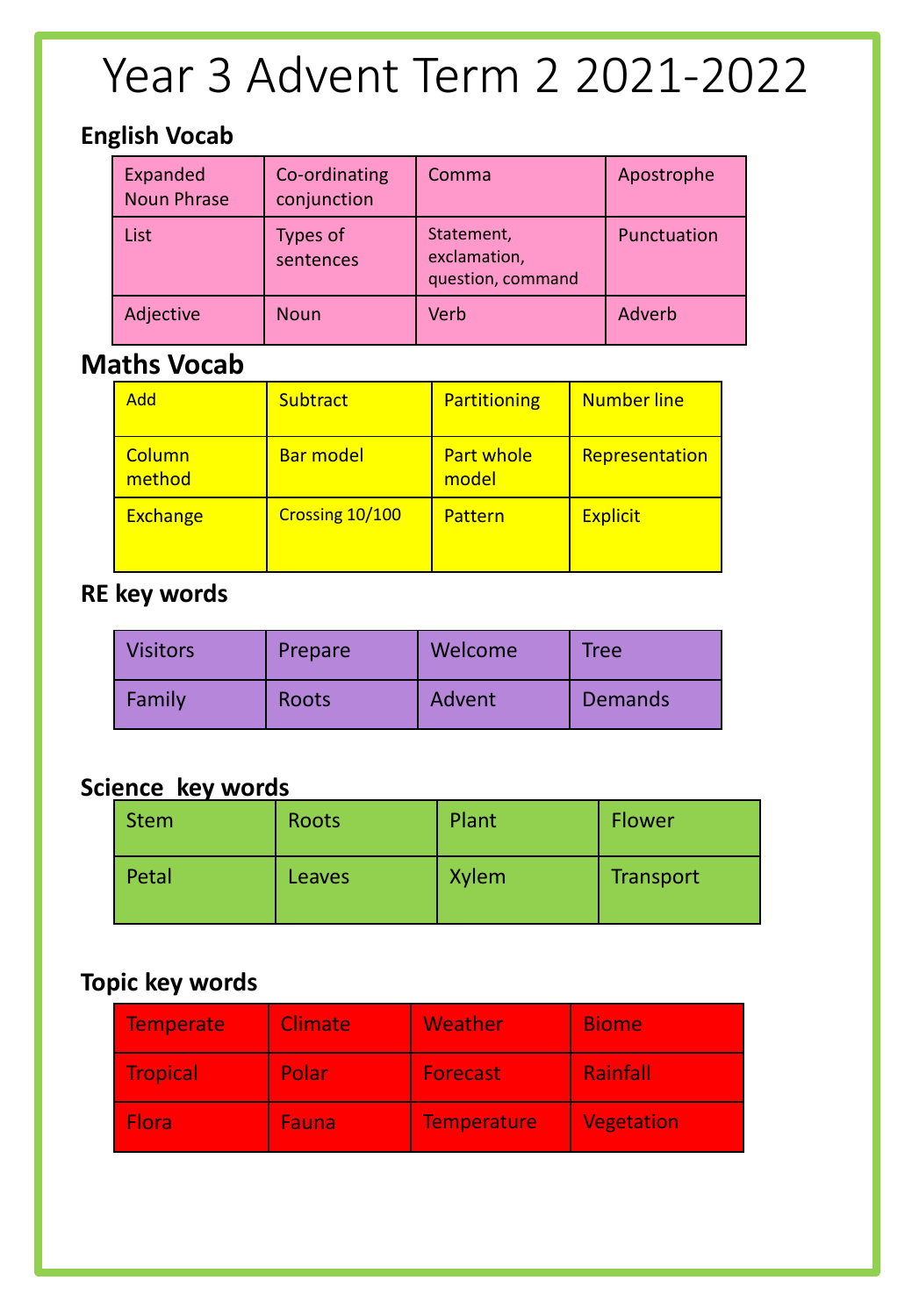# Year 3 Advent Term 2 2021-2022

## English Vocab

| | | | |
|---|---|---|---|
| Expanded Noun Phrase | Co-ordinating conjunction | Comma | Apostrophe |
| List | Types of sentences | Statement, exclamation, question, command | Punctuation |
| Adjective | Noun | Verb | Adverb |

## Maths Vocab

| | | | |
|---|---|---|---|
| Add | Subtract | Partitioning | Number line |
| Column method | Bar model | Part whole model | Representation |
| Exchange | Crossing 10/100 | Pattern | Explicit |

## RE key words

| | | | |
|---|---|---|---|
| Visitors | Prepare | Welcome | Tree |
| Family | Roots | Advent | Demands |

## Science key words

| | | | |
|---|---|---|---|
| Stem | Roots | Plant | Flower |
| Petal | Leaves | Xylem | Transport |

## Topic key words

| | | | |
|---|---|---|---|
| Temperate | Climate | Weather | Biome |
| Tropical | Polar | Forecast | Rainfall |
| Flora | Fauna | Temperature | Vegetation |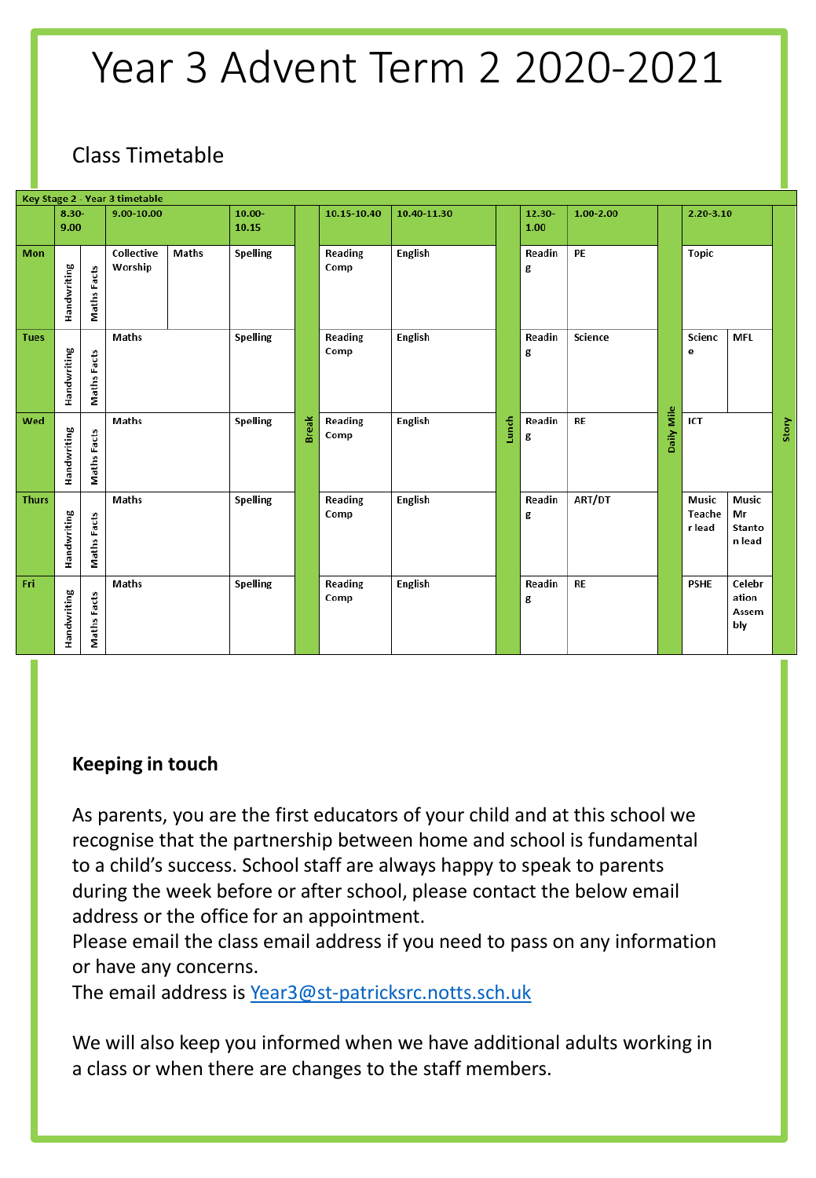# Year 3 Advent Term 2 2020-2021

## Class Timetable

Key Stage 2 - Year 3 timetable

| | 8.30-9.00 | | 9.00-10.00 | | 10.00-10.15 | | 10.15-10.40 | 10.40-11.30 | | 12.30-1.00 | 1.00-2.00 | | 2.20-3.10 | | |
|---|---|---|---|---|---|---|---|---|---|---|---|---|---|---|---|
| Mon | Handwriting | Maths Facts | Collective Worship | Maths | Spelling | Break | Reading Comp | English | Lunch | Reading | PE | Daily Mile | Topic | | Story |
| Tues | Handwriting | Maths Facts | Maths | | Spelling | Break | Reading Comp | English | Lunch | Reading | Science | Daily Mile | Science | MFL | Story |
| Wed | Handwriting | Maths Facts | Maths | | Spelling | Break | Reading Comp | English | Lunch | Reading | RE | Daily Mile | ICT | | Story |
| Thurs | Handwriting | Maths Facts | Maths | | Spelling | Break | Reading Comp | English | Lunch | Reading | ART/DT | Daily Mile | Music Teacher lead | Music Mr Stanton lead | Story |
| Fri | Handwriting | Maths Facts | Maths | | Spelling | Break | Reading Comp | English | Lunch | Reading | RE | Daily Mile | PSHE | Celebration Assembly | Story |

**Keeping in touch**

As parents, you are the first educators of your child and at this school we recognise that the partnership between home and school is fundamental to a child's success. School staff are always happy to speak to parents during the week before or after school, please contact the below email address or the office for an appointment.
Please email the class email address if you need to pass on any information or have any concerns.
The email address is Year3@st-patricksrc.notts.sch.uk

We will also keep you informed when we have additional adults working in a class or when there are changes to the staff members.